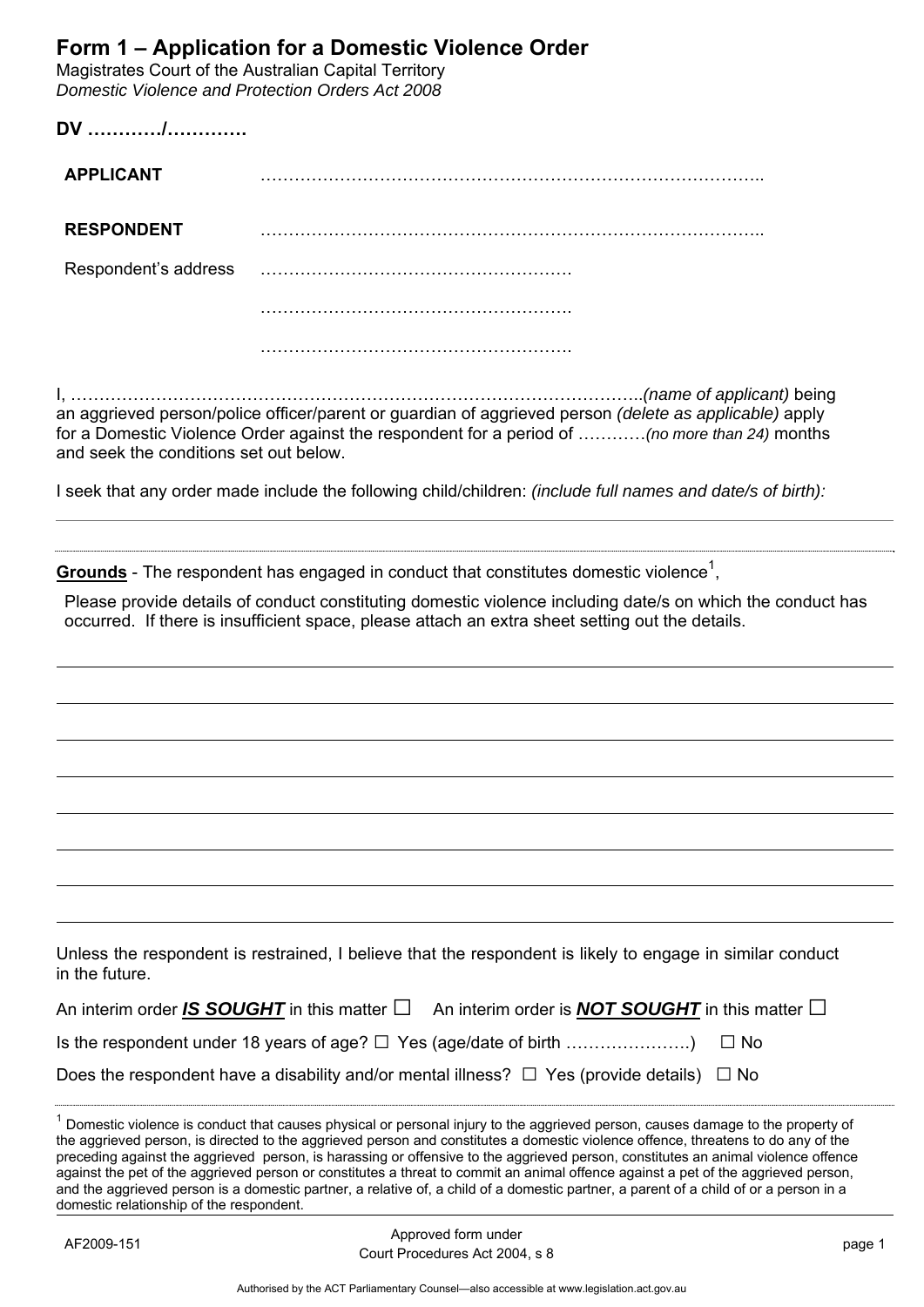# Form 1 – Application for a Domestic Violence Order

Magistrates Court of the Australian Capital Territory
*Domestic Violence and Protection Orders Act 2008*

**DV …………/…………**

**APPLICANT** ………………………………………………………………………………..

**RESPONDENT** ………………………………………………………………………………..

Respondent's address ……………………………………………….

……………………………………………….

……………………………………………….

I, ………………………………………………………………………………………..*(name of applicant)* being an aggrieved person/police officer/parent or guardian of aggrieved person *(delete as applicable)* apply for a Domestic Violence Order against the respondent for a period of …………*(no more than 24)* months and seek the conditions set out below.

I seek that any order made include the following child/children: *(include full names and date/s of birth):*

---

**Grounds** - The respondent has engaged in conduct that constitutes domestic violence[1],

Please provide details of conduct constituting domestic violence including date/s on which the conduct has occurred. If there is insufficient space, please attach an extra sheet setting out the details.

---

---

---

---

---

---

---

---

Unless the respondent is restrained, I believe that the respondent is likely to engage in similar conduct in the future.

An interim order ***IS SOUGHT*** in this matter ☐ An interim order is ***NOT SOUGHT*** in this matter ☐

Is the respondent under 18 years of age? ☐ Yes (age/date of birth ………………….) ☐ No

Does the respondent have a disability and/or mental illness? ☐ Yes (provide details) ☐ No

[1] Domestic violence is conduct that causes physical or personal injury to the aggrieved person, causes damage to the property of the aggrieved person, is directed to the aggrieved person and constitutes a domestic violence offence, threatens to do any of the preceding against the aggrieved person, is harassing or offensive to the aggrieved person, constitutes an animal violence offence against the pet of the aggrieved person or constitutes a threat to commit an animal offence against a pet of the aggrieved person, and the aggrieved person is a domestic partner, a relative of, a child of a domestic partner, a parent of a child of or a person in a domestic relationship of the respondent.

AF2009-151 Approved form under Court Procedures Act 2004, s 8

Authorised by the ACT Parliamentary Counsel—also accessible at www.legislation.act.gov.au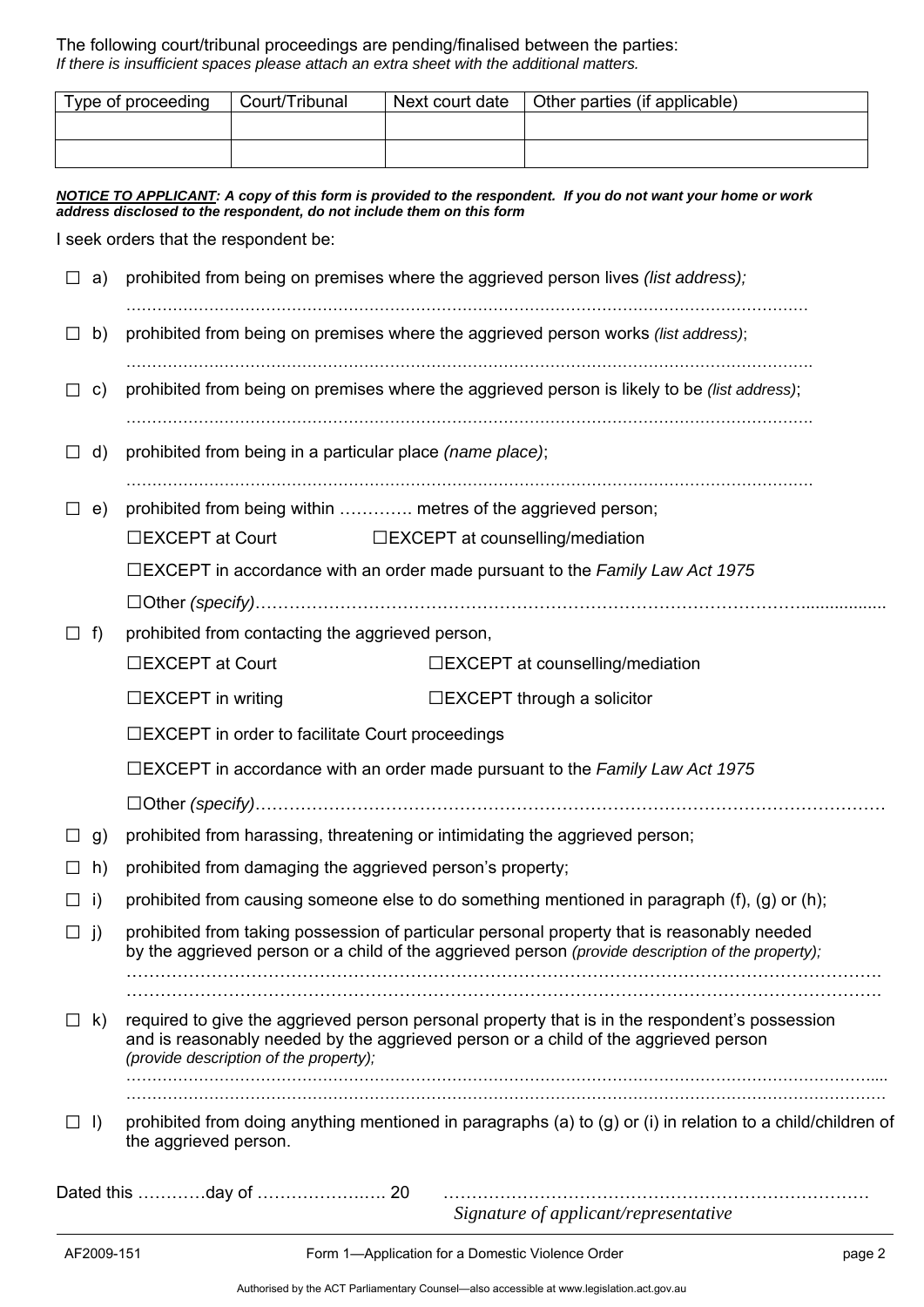The following court/tribunal proceedings are pending/finalised between the parties:
*If there is insufficient spaces please attach an extra sheet with the additional matters.*

| Type of proceeding | Court/Tribunal | Next court date | Other parties (if applicable) |
|---|---|---|---|
| | | | |
| | | | |

***NOTICE TO APPLICANT**: A copy of this form is provided to the respondent. If you do not want your home or work address disclosed to the respondent, do not include them on this form*

I seek orders that the respondent be:

☐ a) prohibited from being on premises where the aggrieved person lives *(list address);*

……………………………………………………………………………………………………………

☐ b) prohibited from being on premises where the aggrieved person works *(list address)*;

……………………………………………………………………………………………………………

☐ c) prohibited from being on premises where the aggrieved person is likely to be *(list address)*;

……………………………………………………………………………………………………………

☐ d) prohibited from being in a particular place *(name place)*;

……………………………………………………………………………………………………………

☐ e) prohibited from being within …………. metres of the aggrieved person;

☐EXCEPT at Court ☐EXCEPT at counselling/mediation

☐EXCEPT in accordance with an order made pursuant to the *Family Law Act 1975*

☐Other *(specify)*……………………………………………………………………………………….................

☐ f) prohibited from contacting the aggrieved person,

☐EXCEPT at Court ☐EXCEPT at counselling/mediation

☐EXCEPT in writing ☐EXCEPT through a solicitor

☐EXCEPT in order to facilitate Court proceedings

☐EXCEPT in accordance with an order made pursuant to the *Family Law Act 1975*

☐Other *(specify)*………………………………………………………………………………………………

☐ g) prohibited from harassing, threatening or intimidating the aggrieved person;

☐ h) prohibited from damaging the aggrieved person's property;

☐ i) prohibited from causing someone else to do something mentioned in paragraph (f), (g) or (h);

☐ j) prohibited from taking possession of particular personal property that is reasonably needed by the aggrieved person or a child of the aggrieved person *(provide description of the property);*

……………………………………………………………………………………………………………
……………………………………………………………………………………………………………

☐ k) required to give the aggrieved person personal property that is in the respondent's possession and is reasonably needed by the aggrieved person or a child of the aggrieved person *(provide description of the property);*

……………………………………………………………………………………………………………....
……………………………………………………………………………………………………………

☐ l) prohibited from doing anything mentioned in paragraphs (a) to (g) or (i) in relation to a child/children of the aggrieved person.

Dated this …………day of ………………..…. 20 ………………………………………………………………

*Signature of applicant/representative*

AF2009-151 Form 1—Application for a Domestic Violence Order

Authorised by the ACT Parliamentary Counsel—also accessible at www.legislation.act.gov.au